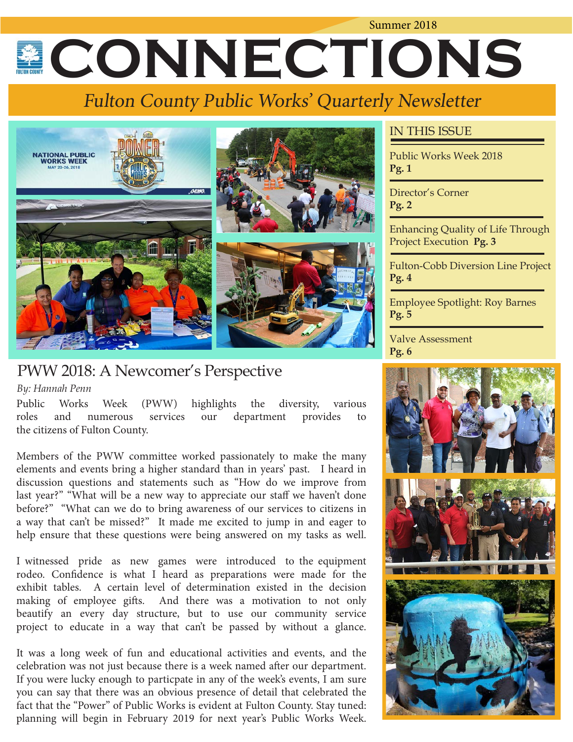Summer 2018

# CONNECTIONS

*Fulton County Public Works' Quarterly Newsletter*

## IN THIS ISSUE

Public Works Week 2018 **Pg. 1**

Director's Corner **Pg. 2**

Enhancing Quality of Life Through Project Execution **Pg. 3**

Fulton-Cobb Diversion Line Project **Pg. 4**

Employee Spotlight: Roy Barnes **Pg. 5**

Valve Assessment **Pg. 6**

## PWW 2018: A Newcomer's Perspective

*By: Hannah Penn*

Public Works Week (PWW) highlights the diversity, various roles and numerous services our department provides to the citizens of Fulton County.

Members of the PWW committee worked passionately to make the many elements and events bring a higher standard than in years' past. I heard in discussion questions and statements such as "How do we improve from last year?" "What will be a new way to appreciate our staff we haven't done before?" "What can we do to bring awareness of our services to citizens in a way that can't be missed?" It made me excited to jump in and eager to help ensure that these questions were being answered on my tasks as well.

I witnessed pride as new games were introduced to the equipment rodeo. Confidence is what I heard as preparations were made for the exhibit tables. A certain level of determination existed in the decision making of employee gifts. And there was a motivation to not only beautify an every day structure, but to use our community service project to educate in a way that can't be passed by without a glance.

It was a long week of fun and educational activities and events, and the celebration was not just because there is a week named after our department. If you were lucky enough to particpate in any of the week's events, I am sure you can say that there was an obvious presence of detail that celebrated the fact that the "Power" of Public Works is evident at Fulton County. Stay tuned: planning will begin in February 2019 for next year's Public Works Week.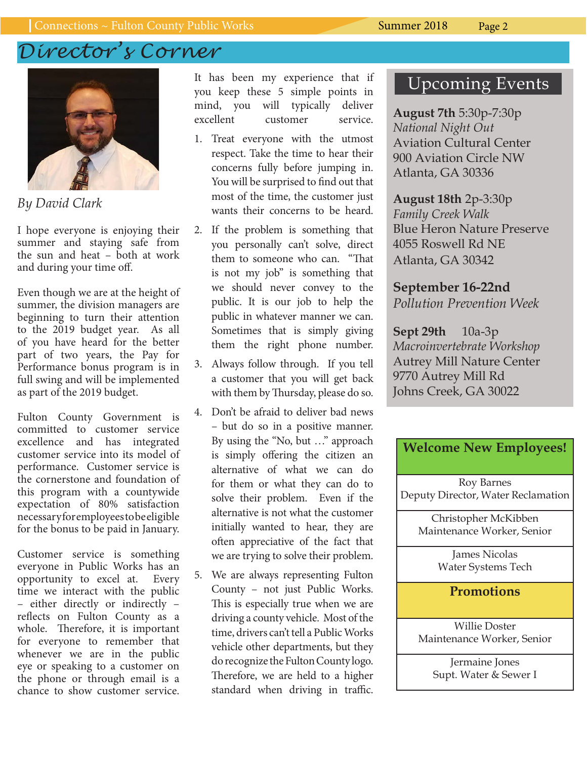# Director's Corner

*By David Clark*

I hope everyone is enjoying their summer and staying safe from the sun and heat – both at work and during your time off.

Even though we are at the height of summer, the division managers are beginning to turn their attention to the 2019 budget year. As all of you have heard for the better part of two years, the Pay for Performance bonus program is in full swing and will be implemented as part of the 2019 budget.

Fulton County Government is committed to customer service excellence and has integrated customer service into its model of performance. Customer service is the cornerstone and foundation of this program with a countywide expectation of 80% satisfaction necessary for employees to be eligible for the bonus to be paid in January.

Customer service is something everyone in Public Works has an opportunity to excel at. Every time we interact with the public – either directly or indirectly – reflects on Fulton County as a whole. Therefore, it is important for everyone to remember that whenever we are in the public eye or speaking to a customer on the phone or through email is a chance to show customer service.

It has been my experience that if you keep these 5 simple points in mind, you will typically deliver excellent customer service.

1. Treat everyone with the utmost respect. Take the time to hear their concerns fully before jumping in. You will be surprised to find out that most of the time, the customer just wants their concerns to be heard.
2. If the problem is something that you personally can't solve, direct them to someone who can. "That is not my job" is something that we should never convey to the public. It is our job to help the public in whatever manner we can. Sometimes that is simply giving them the right phone number.
3. Always follow through. If you tell a customer that you will get back with them by Thursday, please do so.
4. Don't be afraid to deliver bad news – but do so in a positive manner. By using the "No, but …" approach is simply offering the citizen an alternative of what we can do for them or what they can do to solve their problem. Even if the alternative is not what the customer initially wanted to hear, they are often appreciative of the fact that we are trying to solve their problem.
5. We are always representing Fulton County – not just Public Works. This is especially true when we are driving a county vehicle. Most of the time, drivers can't tell a Public Works vehicle other departments, but they do recognize the Fulton County logo. Therefore, we are held to a higher standard when driving in traffic.

## Upcoming Events

**August 7th** 5:30p-7:30p
*National Night Out*
Aviation Cultural Center
900 Aviation Circle NW
Atlanta, GA 30336

**August 18th** 2p-3:30p
*Family Creek Walk*
Blue Heron Nature Preserve
4055 Roswell Rd NE
Atlanta, GA 30342

**September 16-22nd**
*Pollution Prevention Week*

**Sept 29th** 10a-3p
*Macroinvertebrate Workshop*
Autrey Mill Nature Center
9770 Autrey Mill Rd
Johns Creek, GA 30022

## Welcome New Employees!

Roy Barnes
Deputy Director, Water Reclamation

Christopher McKibben
Maintenance Worker, Senior

James Nicolas
Water Systems Tech

## Promotions

Willie Doster
Maintenance Worker, Senior

Jermaine Jones
Supt. Water & Sewer I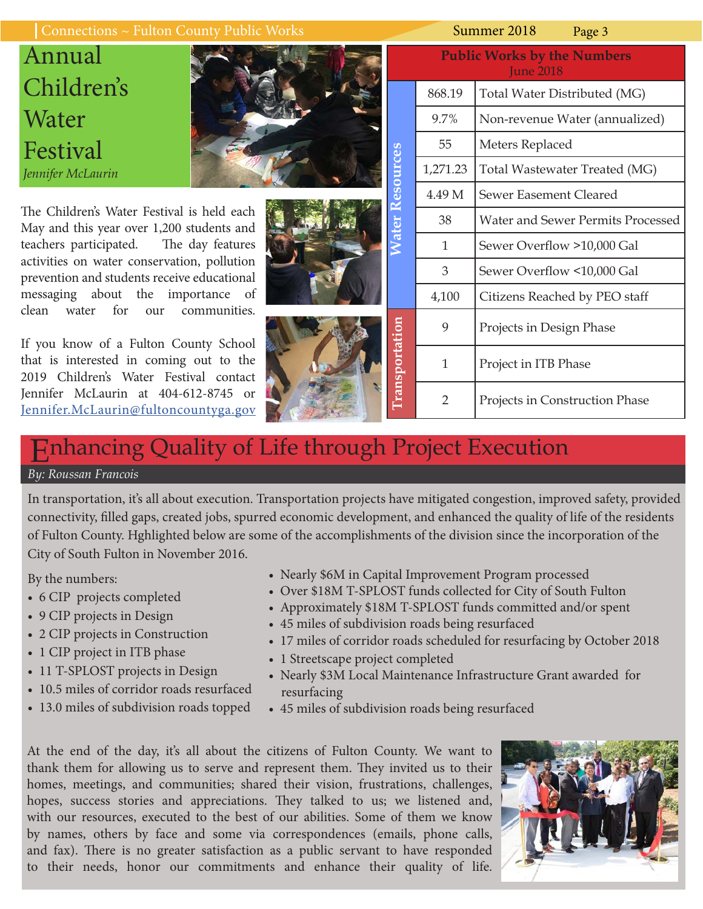# Annual Children's Water Festival

*Jennifer McLaurin*

The Children's Water Festival is held each May and this year over 1,200 students and teachers participated. The day features activities on water conservation, pollution prevention and students receive educational messaging about the importance of clean water for our communities.

If you know of a Fulton County School that is interested in coming out to the 2019 Children's Water Festival contact Jennifer McLaurin at 404-612-8745 or Jennifer.McLaurin@fultoncountyga.gov

## Public Works by the Numbers
June 2018

| | | |
|---|---|---|
| Water Resources | 868.19 | Total Water Distributed (MG) |
| | 9.7% | Non-revenue Water (annualized) |
| | 55 | Meters Replaced |
| | 1,271.23 | Total Wastewater Treated (MG) |
| | 4.49 M | Sewer Easement Cleared |
| | 38 | Water and Sewer Permits Processed |
| | 1 | Sewer Overflow >10,000 Gal |
| | 3 | Sewer Overflow <10,000 Gal |
| | 4,100 | Citizens Reached by PEO staff |
| Transportation | 9 | Projects in Design Phase |
| | 1 | Project in ITB Phase |
| | 2 | Projects in Construction Phase |

# Enhancing Quality of Life through Project Execution

*By: Roussan Francois*

In transportation, it's all about execution. Transportation projects have mitigated congestion, improved safety, provided connectivity, filled gaps, created jobs, spurred economic development, and enhanced the quality of life of the residents of Fulton County. Hghlighted below are some of the accomplishments of the division since the incorporation of the City of South Fulton in November 2016.

By the numbers:

- 6 CIP projects completed
- 9 CIP projects in Design
- 2 CIP projects in Construction
- 1 CIP project in ITB phase
- 11 T-SPLOST projects in Design
- 10.5 miles of corridor roads resurfaced
- 13.0 miles of subdivision roads topped
- Nearly $6M in Capital Improvement Program processed
- Over $18M T-SPLOST funds collected for City of South Fulton
- Approximately $18M T-SPLOST funds committed and/or spent
- 45 miles of subdivision roads being resurfaced
- 17 miles of corridor roads scheduled for resurfacing by October 2018
- 1 Streetscape project completed
- Nearly $3M Local Maintenance Infrastructure Grant awarded for resurfacing
- 45 miles of subdivision roads being resurfaced

At the end of the day, it's all about the citizens of Fulton County. We want to thank them for allowing us to serve and represent them. They invited us to their homes, meetings, and communities; shared their vision, frustrations, challenges, hopes, success stories and appreciations. They talked to us; we listened and, with our resources, executed to the best of our abilities. Some of them we know by names, others by face and some via correspondences (emails, phone calls, and fax). There is no greater satisfaction as a public servant to have responded to their needs, honor our commitments and enhance their quality of life.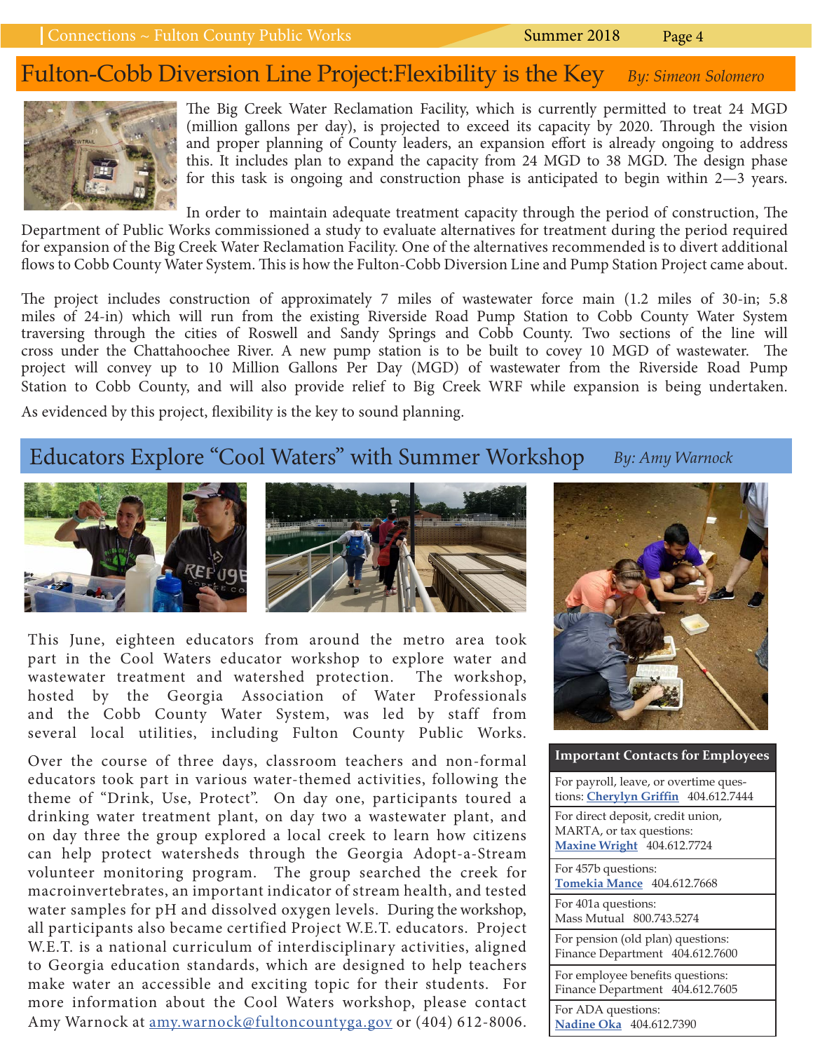## Fulton-Cobb Diversion Line Project:Flexibility is the Key

*By: Simeon Solomero*

The Big Creek Water Reclamation Facility, which is currently permitted to treat 24 MGD (million gallons per day), is projected to exceed its capacity by 2020. Through the vision and proper planning of County leaders, an expansion effort is already ongoing to address this. It includes plan to expand the capacity from 24 MGD to 38 MGD. The design phase for this task is ongoing and construction phase is anticipated to begin within 2—3 years.

In order to maintain adequate treatment capacity through the period of construction, The Department of Public Works commissioned a study to evaluate alternatives for treatment during the period required for expansion of the Big Creek Water Reclamation Facility. One of the alternatives recommended is to divert additional flows to Cobb County Water System. This is how the Fulton-Cobb Diversion Line and Pump Station Project came about.

The project includes construction of approximately 7 miles of wastewater force main (1.2 miles of 30-in; 5.8 miles of 24-in) which will run from the existing Riverside Road Pump Station to Cobb County Water System traversing through the cities of Roswell and Sandy Springs and Cobb County. Two sections of the line will cross under the Chattahoochee River. A new pump station is to be built to covey 10 MGD of wastewater. The project will convey up to 10 Million Gallons Per Day (MGD) of wastewater from the Riverside Road Pump Station to Cobb County, and will also provide relief to Big Creek WRF while expansion is being undertaken.

As evidenced by this project, flexibility is the key to sound planning.

## Educators Explore "Cool Waters" with Summer Workshop

*By: Amy Warnock*

This June, eighteen educators from around the metro area took part in the Cool Waters educator workshop to explore water and wastewater treatment and watershed protection. The workshop, hosted by the Georgia Association of Water Professionals and the Cobb County Water System, was led by staff from several local utilities, including Fulton County Public Works.

Over the course of three days, classroom teachers and non-formal educators took part in various water-themed activities, following the theme of "Drink, Use, Protect". On day one, participants toured a drinking water treatment plant, on day two a wastewater plant, and on day three the group explored a local creek to learn how citizens can help protect watersheds through the Georgia Adopt-a-Stream volunteer monitoring program. The group searched the creek for macroinvertebrates, an important indicator of stream health, and tested water samples for pH and dissolved oxygen levels. During the workshop, all participants also became certified Project W.E.T. educators. Project W.E.T. is a national curriculum of interdisciplinary activities, aligned to Georgia education standards, which are designed to help teachers make water an accessible and exciting topic for their students. For more information about the Cool Waters workshop, please contact Amy Warnock at amy.warnock@fultoncountyga.gov or (404) 612-8006.

| Important Contacts for Employees |
| --- |
| For payroll, leave, or overtime questions: **Cherylyn Griffin** 404.612.7444 |
| For direct deposit, credit union, MARTA, or tax questions: **Maxine Wright** 404.612.7724 |
| For 457b questions: **Tomekia Mance** 404.612.7668 |
| For 401a questions: Mass Mutual 800.743.5274 |
| For pension (old plan) questions: Finance Department 404.612.7600 |
| For employee benefits questions: Finance Department 404.612.7605 |
| For ADA questions: **Nadine Oka** 404.612.7390 |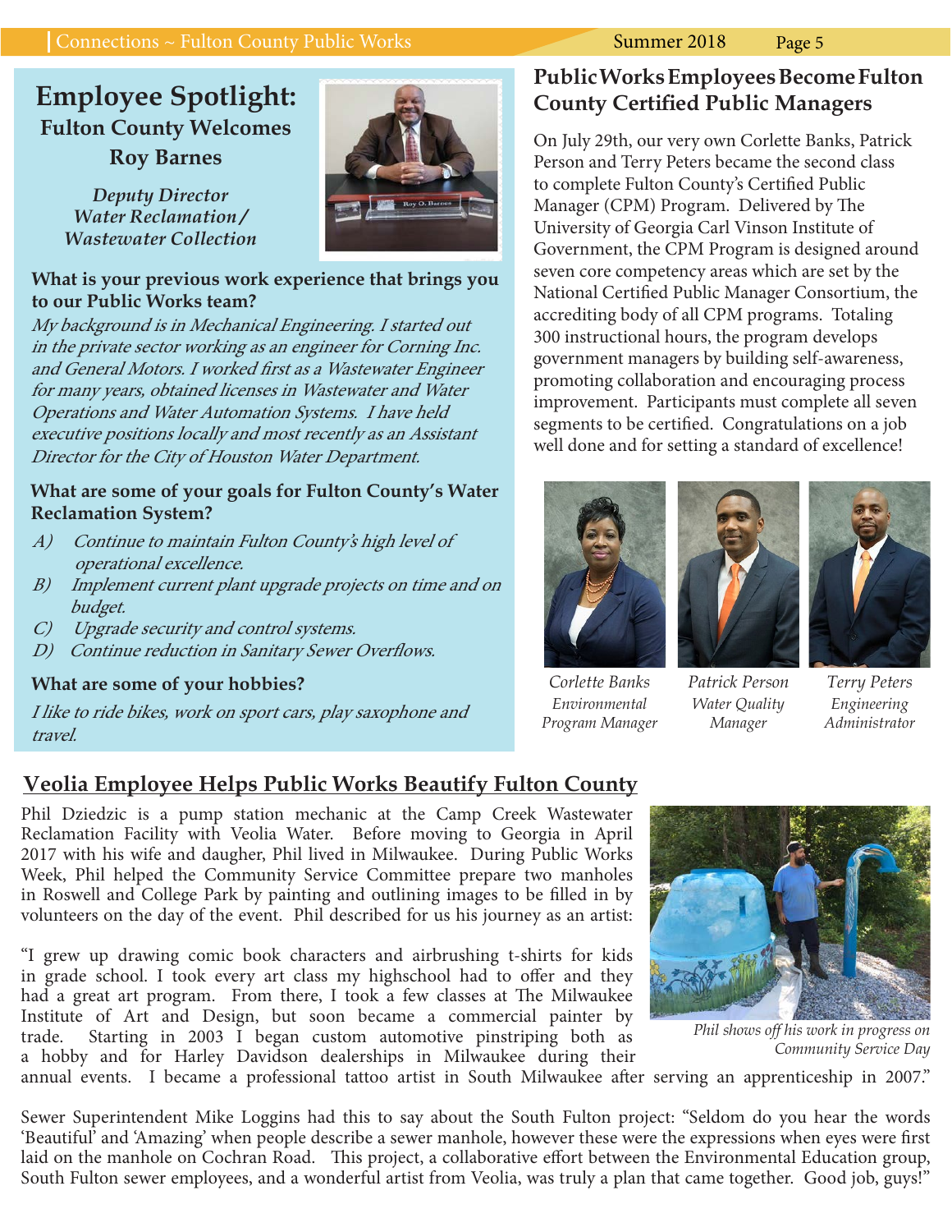## Employee Spotlight: Fulton County Welcomes Roy Barnes

*Deputy Director Water Reclamation/ Wastewater Collection*

**What is your previous work experience that brings you to our Public Works team?**

*My background is in Mechanical Engineering. I started out in the private sector working as an engineer for Corning Inc. and General Motors. I worked first as a Wastewater Engineer for many years, obtained licenses in Wastewater and Water Operations and Water Automation Systems. I have held executive positions locally and most recently as an Assistant Director for the City of Houston Water Department.*

**What are some of your goals for Fulton County's Water Reclamation System?**

*A) Continue to maintain Fulton County's high level of operational excellence.*
*B) Implement current plant upgrade projects on time and on budget.*
*C) Upgrade security and control systems.*
*D) Continue reduction in Sanitary Sewer Overflows.*

**What are some of your hobbies?**

*I like to ride bikes, work on sport cars, play saxophone and travel.*

## Public Works Employees Become Fulton County Certified Public Managers

On July 29th, our very own Corlette Banks, Patrick Person and Terry Peters became the second class to complete Fulton County's Certified Public Manager (CPM) Program. Delivered by The University of Georgia Carl Vinson Institute of Government, the CPM Program is designed around seven core competency areas which are set by the National Certified Public Manager Consortium, the accrediting body of all CPM programs. Totaling 300 instructional hours, the program develops government managers by building self-awareness, promoting collaboration and encouraging process improvement. Participants must complete all seven segments to be certified. Congratulations on a job well done and for setting a standard of excellence!

*Corlette Banks, Environmental Program Manager*

*Patrick Person, Water Quality Manager*

*Terry Peters, Engineering Administrator*

## Veolia Employee Helps Public Works Beautify Fulton County

Phil Dziedzic is a pump station mechanic at the Camp Creek Wastewater Reclamation Facility with Veolia Water. Before moving to Georgia in April 2017 with his wife and daugher, Phil lived in Milwaukee. During Public Works Week, Phil helped the Community Service Committee prepare two manholes in Roswell and College Park by painting and outlining images to be filled in by volunteers on the day of the event. Phil described for us his journey as an artist:

"I grew up drawing comic book characters and airbrushing t-shirts for kids in grade school. I took every art class my highschool had to offer and they had a great art program. From there, I took a few classes at The Milwaukee Institute of Art and Design, but soon became a commercial painter by trade. Starting in 2003 I began custom automotive pinstriping both as a hobby and for Harley Davidson dealerships in Milwaukee during their annual events. I became a professional tattoo artist in South Milwaukee after serving an apprenticeship in 2007."

*Phil shows off his work in progress on Community Service Day*

Sewer Superintendent Mike Loggins had this to say about the South Fulton project: "Seldom do you hear the words 'Beautiful' and 'Amazing' when people describe a sewer manhole, however these were the expressions when eyes were first laid on the manhole on Cochran Road. This project, a collaborative effort between the Environmental Education group, South Fulton sewer employees, and a wonderful artist from Veolia, was truly a plan that came together. Good job, guys!"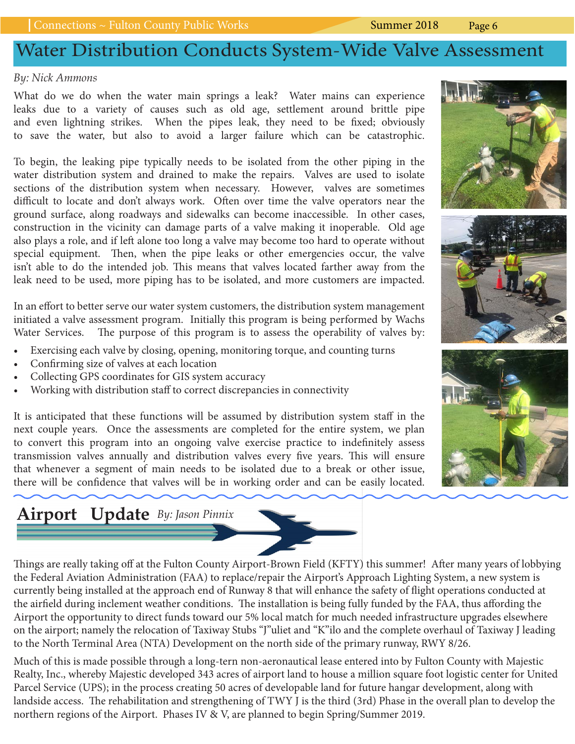# Water Distribution Conducts System-Wide Valve Assessment

*By: Nick Ammons*

What do we do when the water main springs a leak? Water mains can experience leaks due to a variety of causes such as old age, settlement around brittle pipe and even lightning strikes. When the pipes leak, they need to be fixed; obviously to save the water, but also to avoid a larger failure which can be catastrophic.

To begin, the leaking pipe typically needs to be isolated from the other piping in the water distribution system and drained to make the repairs. Valves are used to isolate sections of the distribution system when necessary. However, valves are sometimes difficult to locate and don't always work. Often over time the valve operators near the ground surface, along roadways and sidewalks can become inaccessible. In other cases, construction in the vicinity can damage parts of a valve making it inoperable. Old age also plays a role, and if left alone too long a valve may become too hard to operate without special equipment. Then, when the pipe leaks or other emergencies occur, the valve isn't able to do the intended job. This means that valves located farther away from the leak need to be used, more piping has to be isolated, and more customers are impacted.

In an effort to better serve our water system customers, the distribution system management initiated a valve assessment program. Initially this program is being performed by Wachs Water Services. The purpose of this program is to assess the operability of valves by:

- Exercising each valve by closing, opening, monitoring torque, and counting turns
- Confirming size of valves at each location
- Collecting GPS coordinates for GIS system accuracy
- Working with distribution staff to correct discrepancies in connectivity

It is anticipated that these functions will be assumed by distribution system staff in the next couple years. Once the assessments are completed for the entire system, we plan to convert this program into an ongoing valve exercise practice to indefinitely assess transmission valves annually and distribution valves every five years. This will ensure that whenever a segment of main needs to be isolated due to a break or other issue, there will be confidence that valves will be in working order and can be easily located.

# Airport Update

*By: Jason Pinnix*

Things are really taking off at the Fulton County Airport-Brown Field (KFTY) this summer! After many years of lobbying the Federal Aviation Administration (FAA) to replace/repair the Airport's Approach Lighting System, a new system is currently being installed at the approach end of Runway 8 that will enhance the safety of flight operations conducted at the airfield during inclement weather conditions. The installation is being fully funded by the FAA, thus affording the Airport the opportunity to direct funds toward our 5% local match for much needed infrastructure upgrades elsewhere on the airport; namely the relocation of Taxiway Stubs "J"uliet and "K"ilo and the complete overhaul of Taxiway J leading to the North Terminal Area (NTA) Development on the north side of the primary runway, RWY 8/26.

Much of this is made possible through a long-tern non-aeronautical lease entered into by Fulton County with Majestic Realty, Inc., whereby Majestic developed 343 acres of airport land to house a million square foot logistic center for United Parcel Service (UPS); in the process creating 50 acres of developable land for future hangar development, along with landside access. The rehabilitation and strengthening of TWY J is the third (3rd) Phase in the overall plan to develop the northern regions of the Airport. Phases IV & V, are planned to begin Spring/Summer 2019.